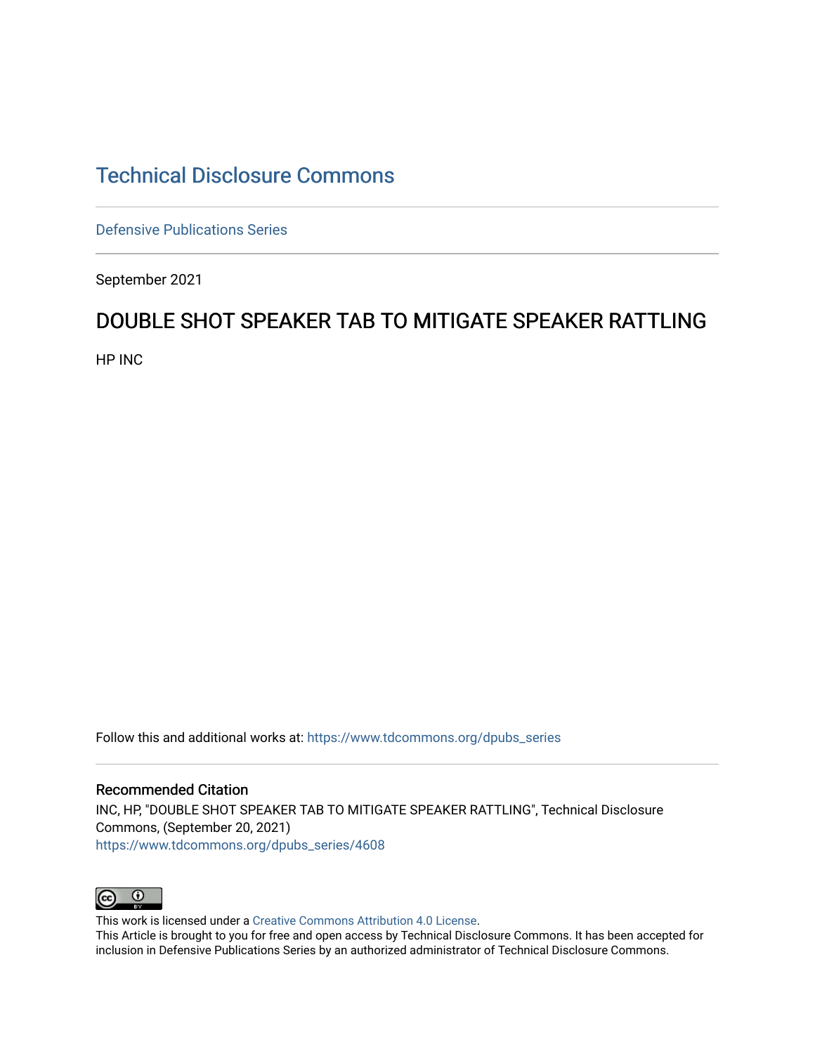# Technical Disclosure Commons

Defensive Publications Series

September 2021

## DOUBLE SHOT SPEAKER TAB TO MITIGATE SPEAKER RATTLING

HP INC

Follow this and additional works at: https://www.tdcommons.org/dpubs_series

### Recommended Citation

INC, HP, "DOUBLE SHOT SPEAKER TAB TO MITIGATE SPEAKER RATTLING", Technical Disclosure Commons, (September 20, 2021)
https://www.tdcommons.org/dpubs_series/4608

This work is licensed under a Creative Commons Attribution 4.0 License.
This Article is brought to you for free and open access by Technical Disclosure Commons. It has been accepted for inclusion in Defensive Publications Series by an authorized administrator of Technical Disclosure Commons.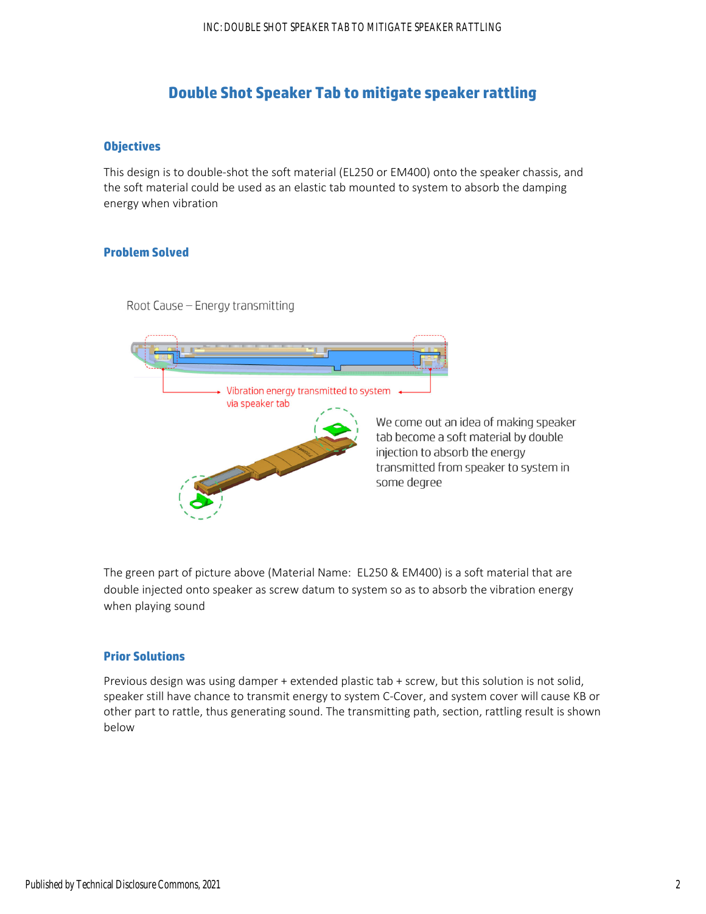# Double Shot Speaker Tab to mitigate speaker rattling

## Objectives

This design is to double-shot the soft material (EL250 or EM400) onto the speaker chassis, and the soft material could be used as an elastic tab mounted to system to absorb the damping energy when vibration

## Problem Solved

Root Cause – Energy transmitting

Vibration energy transmitted to system via speaker tab

We come out an idea of making speaker tab become a soft material by double injection to absorb the energy transmitted from speaker to system in some degree

The green part of picture above (Material Name: EL250 & EM400) is a soft material that are double injected onto speaker as screw datum to system so as to absorb the vibration energy when playing sound

## Prior Solutions

Previous design was using damper + extended plastic tab + screw, but this solution is not solid, speaker still have chance to transmit energy to system C-Cover, and system cover will cause KB or other part to rattle, thus generating sound. The transmitting path, section, rattling result is shown below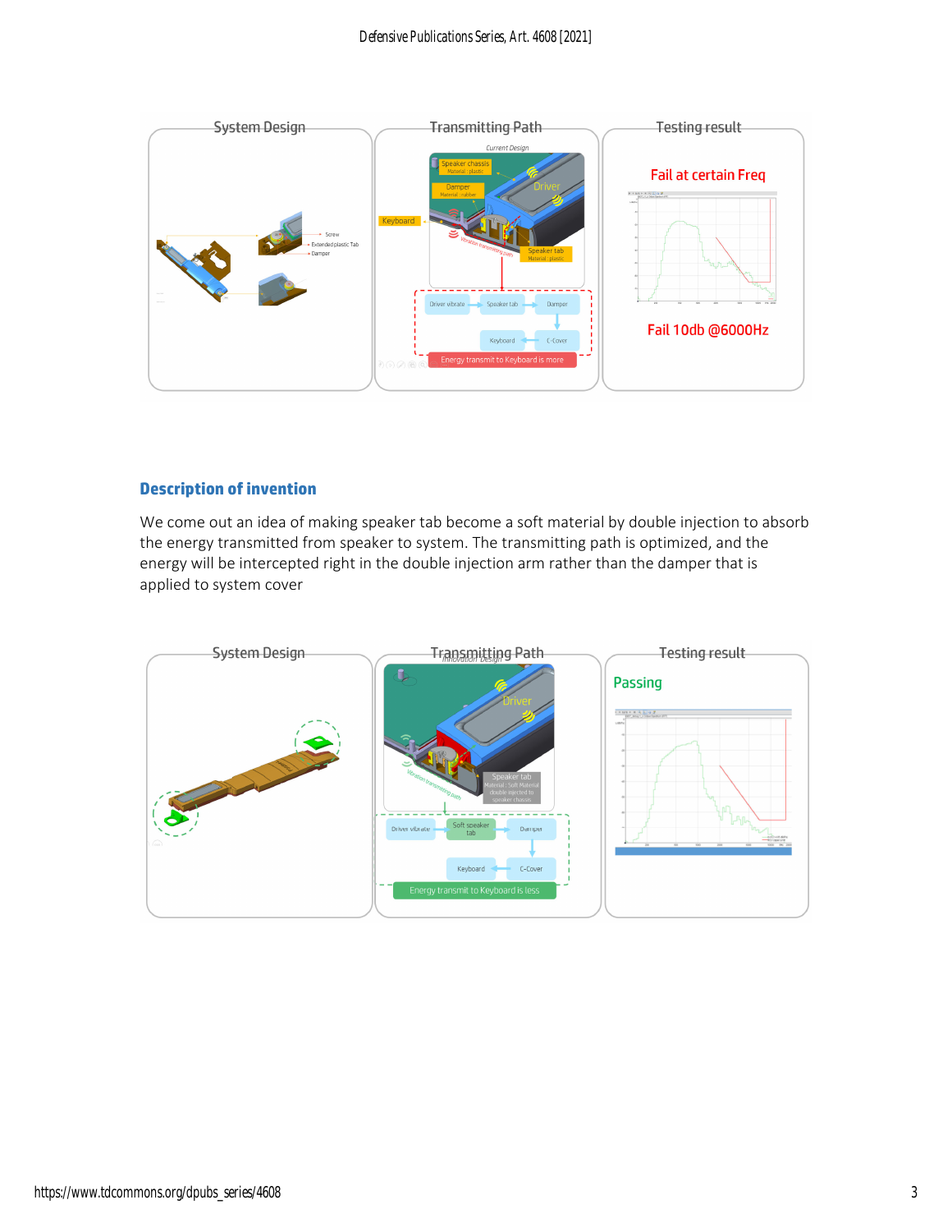## Description of invention

We come out an idea of making speaker tab become a soft material by double injection to absorb the energy transmitted from speaker to system. The transmitting path is optimized, and the energy will be intercepted right in the double injection arm rather than the damper that is applied to system cover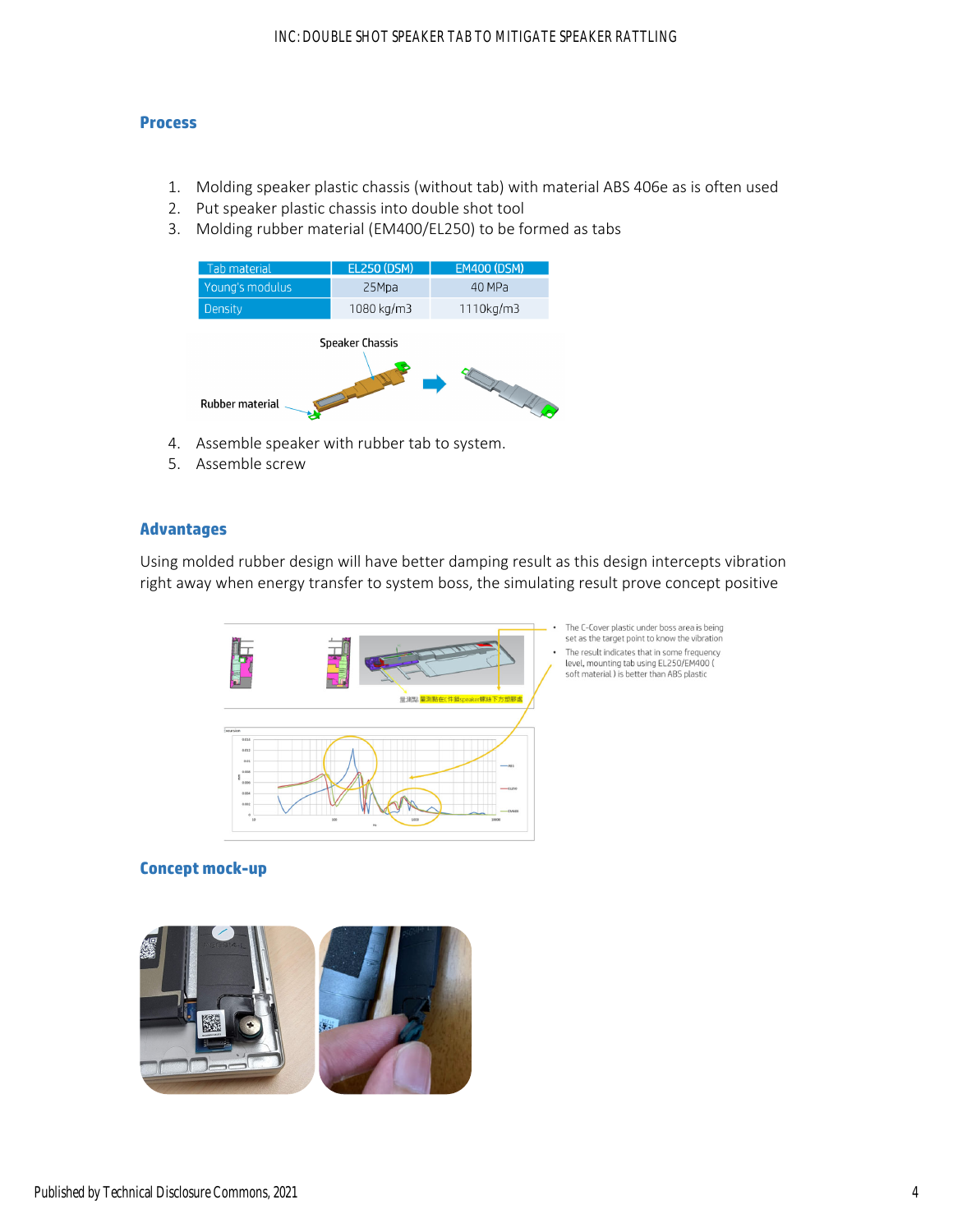## Process

1. Molding speaker plastic chassis (without tab) with material ABS 406e as is often used
2. Put speaker plastic chassis into double shot tool
3. Molding rubber material (EM400/EL250) to be formed as tabs

| Tab material | EL250 (DSM) | EM400 (DSM) |
|---|---|---|
| Young's modulus | 25Mpa | 40 MPa |
| Density | 1080 kg/m3 | 1110kg/m3 |

Speaker Chassis

Rubber material

4. Assemble speaker with rubber tab to system.
5. Assemble screw

## Advantages

Using molded rubber design will have better damping result as this design intercepts vibration right away when energy transfer to system boss, the simulating result prove concept positive

- The C-Cover plastic under boss area is being set as the target point to know the vibration
- The result indicates that in some frequency level, mounting tab using EL250/EM400 ( soft material ) is better than ABS plastic

## Concept mock-up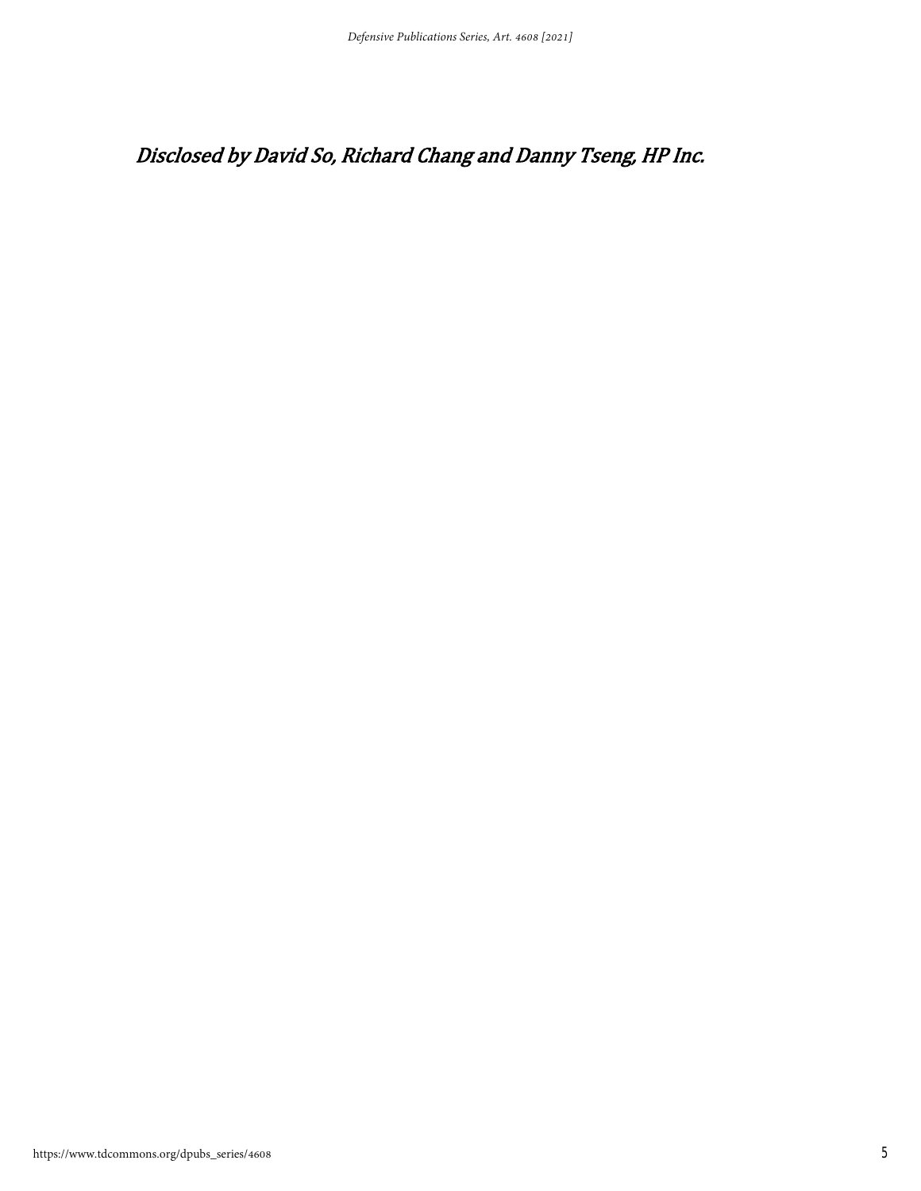*Disclosed by David So, Richard Chang and Danny Tseng, HP Inc.*